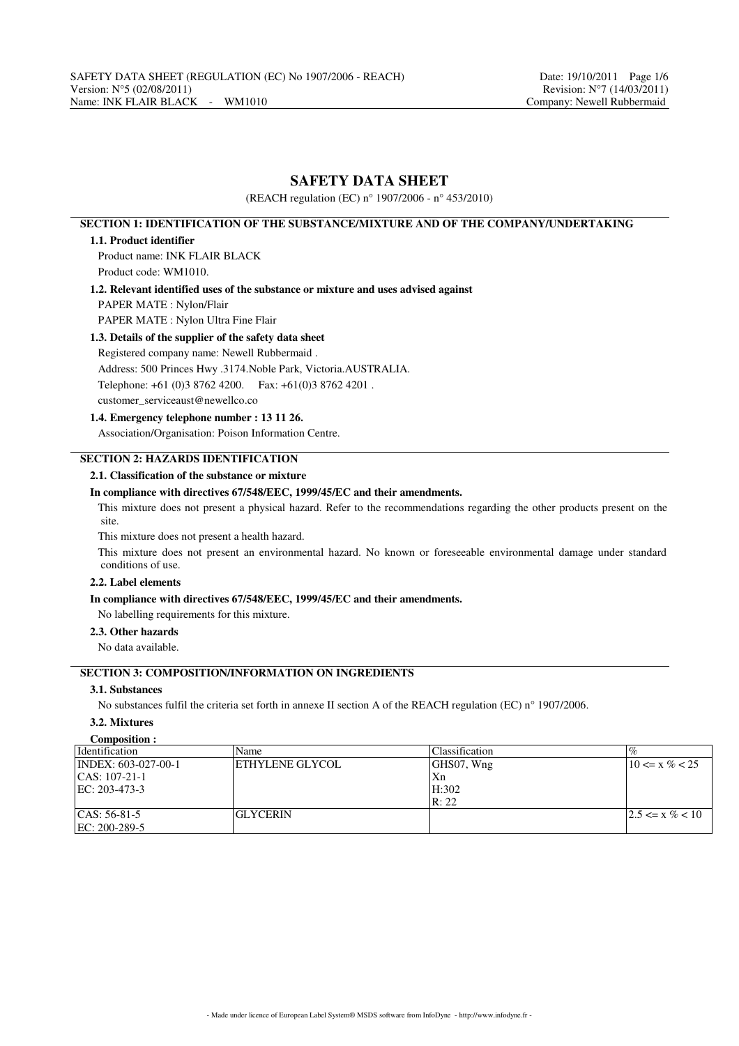# SAFETY DATA SHEET

(REACH regulation (EC) n° 1907/2006 - n° 453/2010)

## SECTION 1: IDENTIFICATION OF THE SUBSTANCE/MIXTURE AND OF THE COMPANY/UNDERTAKING

### 1.1. Product identifier

Product name: INK FLAIR BLACK

Product code: WM1010.

### 1.2. Relevant identified uses of the substance or mixture and uses advised against

PAPER MATE : Nylon/Flair

PAPER MATE : Nylon Ultra Fine Flair

### 1.3. Details of the supplier of the safety data sheet

Registered company name: Newell Rubbermaid .

Address: 500 Princes Hwy .3174.Noble Park, Victoria.AUSTRALIA.

Telephone: +61 (0)3 8762 4200. Fax: +61(0)3 8762 4201 .

customer_serviceaust@newellco.co

### 1.4. Emergency telephone number : 13 11 26.

Association/Organisation: Poison Information Centre.

## SECTION 2: HAZARDS IDENTIFICATION

### 2.1. Classification of the substance or mixture

**In compliance with directives 67/548/EEC, 1999/45/EC and their amendments.**

This mixture does not present a physical hazard. Refer to the recommendations regarding the other products present on the site.

This mixture does not present a health hazard.

This mixture does not present an environmental hazard. No known or foreseeable environmental damage under standard conditions of use.

### 2.2. Label elements

**In compliance with directives 67/548/EEC, 1999/45/EC and their amendments.**

No labelling requirements for this mixture.

### 2.3. Other hazards

No data available.

## SECTION 3: COMPOSITION/INFORMATION ON INGREDIENTS

### 3.1. Substances

No substances fulfil the criteria set forth in annexe II section A of the REACH regulation (EC) n° 1907/2006.

### 3.2. Mixtures

**Composition :**

| Identification | Name | Classification | % |
|---|---|---|---|
| INDEX: 603-027-00-1<br>CAS: 107-21-1<br>EC: 203-473-3 | ETHYLENE GLYCOL | GHS07, Wng<br>Xn<br>H:302<br>R: 22 | 10 <= x % < 25 |
| CAS: 56-81-5<br>EC: 200-289-5 | GLYCERIN | | 2.5 <= x % < 10 |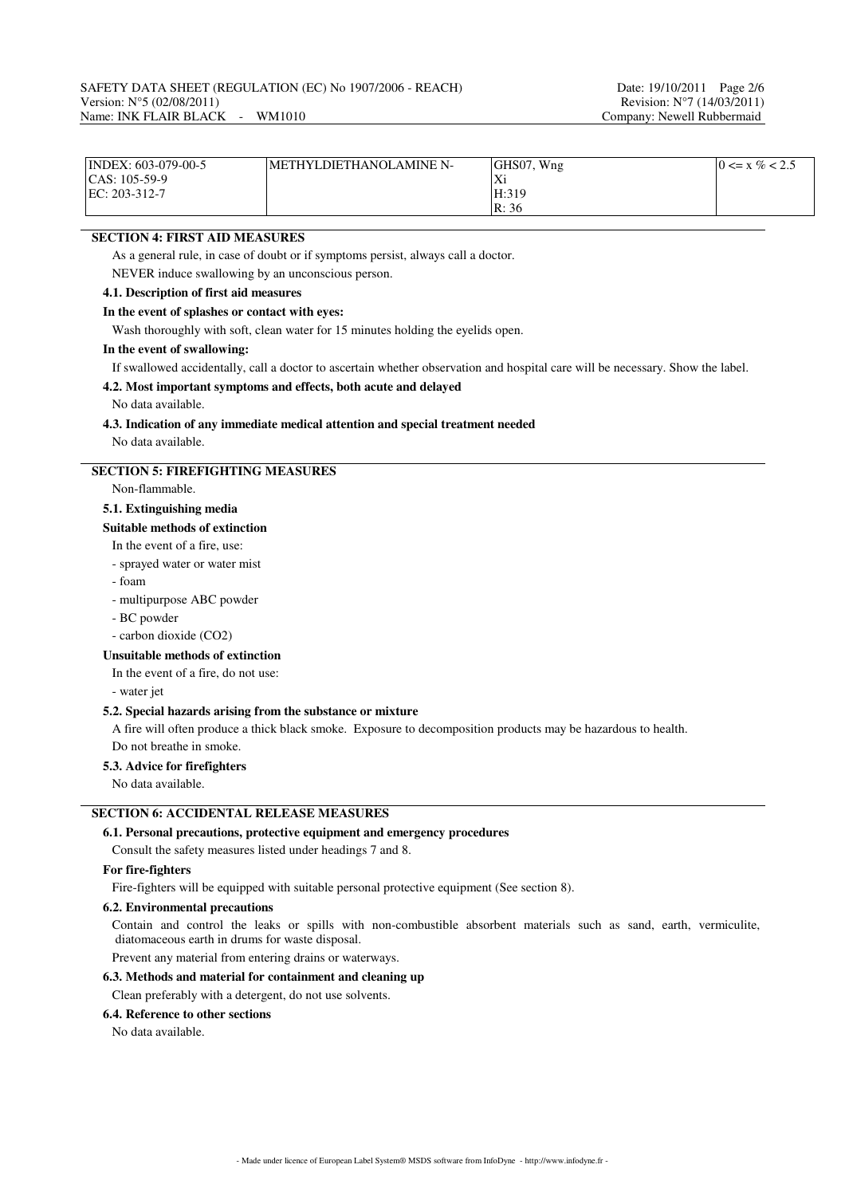| INDEX: 603-079-00-5<br>CAS: 105-59-9<br>EC: 203-312-7 | METHYLDIETHANOLAMINE N- | GHS07, Wng<br>Xi<br>H:319<br>R: 36 | 0 <= x % < 2.5 |
|---|---|---|---|

## SECTION 4: FIRST AID MEASURES

As a general rule, in case of doubt or if symptoms persist, always call a doctor.

NEVER induce swallowing by an unconscious person.

### 4.1. Description of first aid measures

**In the event of splashes or contact with eyes:**

Wash thoroughly with soft, clean water for 15 minutes holding the eyelids open.

**In the event of swallowing:**

If swallowed accidentally, call a doctor to ascertain whether observation and hospital care will be necessary. Show the label.

### 4.2. Most important symptoms and effects, both acute and delayed

No data available.

### 4.3. Indication of any immediate medical attention and special treatment needed

No data available.

## SECTION 5: FIREFIGHTING MEASURES

Non-flammable.

### 5.1. Extinguishing media

**Suitable methods of extinction**

In the event of a fire, use:

- sprayed water or water mist
- foam
- multipurpose ABC powder
- BC powder
- carbon dioxide ($CO_2$)

**Unsuitable methods of extinction**

In the event of a fire, do not use:

- water jet

### 5.2. Special hazards arising from the substance or mixture

A fire will often produce a thick black smoke. Exposure to decomposition products may be hazardous to health.

Do not breathe in smoke.

### 5.3. Advice for firefighters

No data available.

## SECTION 6: ACCIDENTAL RELEASE MEASURES

### 6.1. Personal precautions, protective equipment and emergency procedures

Consult the safety measures listed under headings 7 and 8.

**For fire-fighters**

Fire-fighters will be equipped with suitable personal protective equipment (See section 8).

### 6.2. Environmental precautions

Contain and control the leaks or spills with non-combustible absorbent materials such as sand, earth, vermiculite, diatomaceous earth in drums for waste disposal.

Prevent any material from entering drains or waterways.

### 6.3. Methods and material for containment and cleaning up

Clean preferably with a detergent, do not use solvents.

### 6.4. Reference to other sections

No data available.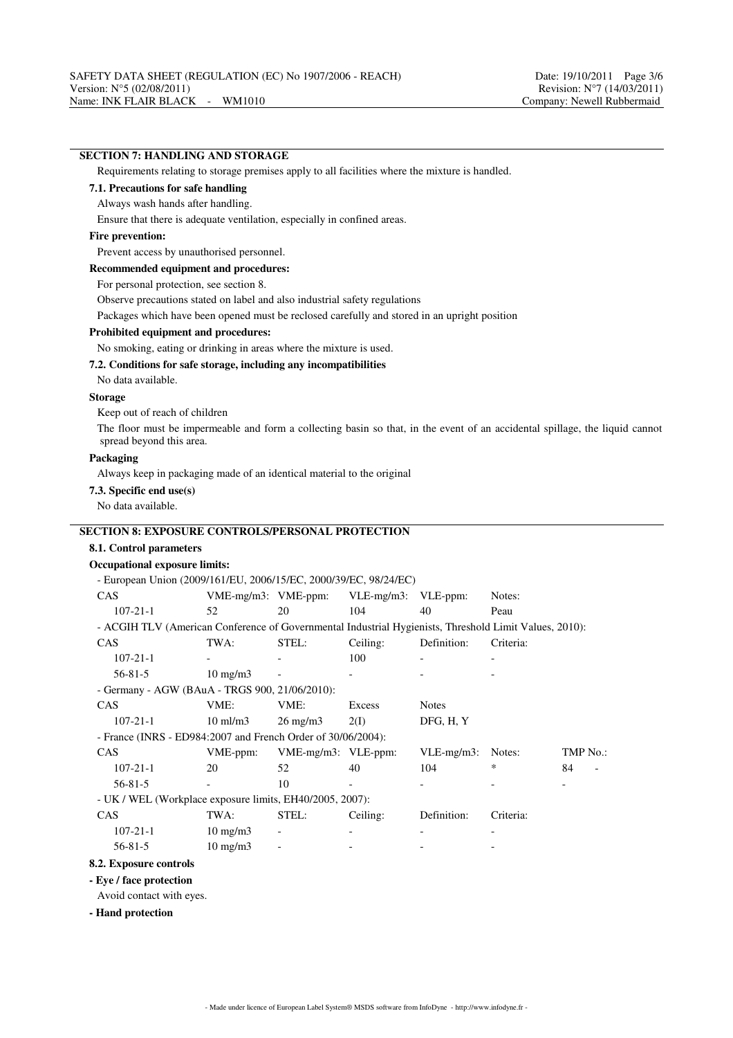## SECTION 7: HANDLING AND STORAGE

Requirements relating to storage premises apply to all facilities where the mixture is handled.

### 7.1. Precautions for safe handling

Always wash hands after handling.

Ensure that there is adequate ventilation, especially in confined areas.

**Fire prevention:**

Prevent access by unauthorised personnel.

**Recommended equipment and procedures:**

For personal protection, see section 8.

Observe precautions stated on label and also industrial safety regulations

Packages which have been opened must be reclosed carefully and stored in an upright position

**Prohibited equipment and procedures:**

No smoking, eating or drinking in areas where the mixture is used.

### 7.2. Conditions for safe storage, including any incompatibilities

No data available.

**Storage**

Keep out of reach of children

The floor must be impermeable and form a collecting basin so that, in the event of an accidental spillage, the liquid cannot spread beyond this area.

**Packaging**

Always keep in packaging made of an identical material to the original

### 7.3. Specific end use(s)

No data available.

## SECTION 8: EXPOSURE CONTROLS/PERSONAL PROTECTION

### 8.1. Control parameters

**Occupational exposure limits:**

- European Union (2009/161/EU, 2006/15/EC, 2000/39/EC, 98/24/EC)

| CAS | VME-mg/m3: | VME-ppm: | VLE-mg/m3: | VLE-ppm: | Notes: |
|---|---|---|---|---|---|
| 107-21-1 | 52 | 20 | 104 | 40 | Peau |

- ACGIH TLV (American Conference of Governmental Industrial Hygienists, Threshold Limit Values, 2010):

| CAS | TWA: | STEL: | Ceiling: | Definition: | Criteria: |
|---|---|---|---|---|---|
| 107-21-1 | - | - | 100 | - | - |
| 56-81-5 | 10 mg/m3 | - | - | - | - |

- Germany - AGW (BAuA - TRGS 900, 21/06/2010):

| CAS | VME: | VME: | Excess | Notes |
|---|---|---|---|---|
| 107-21-1 | 10 ml/m3 | 26 mg/m3 | 2(I) | DFG, H, Y |

- France (INRS - ED984:2007 and French Order of 30/06/2004):

| CAS | VME-ppm: | VME-mg/m3: | VLE-ppm: | VLE-mg/m3: | Notes: | TMP No.: |
|---|---|---|---|---|---|---|
| 107-21-1 | 20 | 52 | 40 | 104 | * | 84 - |
| 56-81-5 | - | 10 | - | - | - | - |

- UK / WEL (Workplace exposure limits, EH40/2005, 2007):

| CAS | TWA: | STEL: | Ceiling: | Definition: | Criteria: |
|---|---|---|---|---|---|
| 107-21-1 | 10 mg/m3 | - | - | - | - |
| 56-81-5 | 10 mg/m3 | - | - | - | - |

### 8.2. Exposure controls

**- Eye / face protection**

Avoid contact with eyes.

**- Hand protection**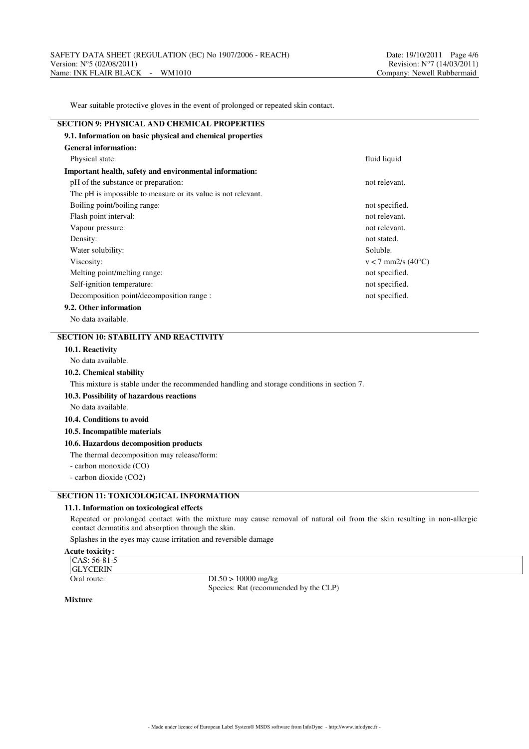Wear suitable protective gloves in the event of prolonged or repeated skin contact.

## SECTION 9: PHYSICAL AND CHEMICAL PROPERTIES

### 9.1. Information on basic physical and chemical properties

**General information:**

| | |
|---|---|
| Physical state: | fluid liquid |

**Important health, safety and environmental information:**

| | |
|---|---|
| pH of the substance or preparation: | not relevant. |
| The pH is impossible to measure or its value is not relevant. | |
| Boiling point/boiling range: | not specified. |
| Flash point interval: | not relevant. |
| Vapour pressure: | not relevant. |
| Density: | not stated. |
| Water solubility: | Soluble. |
| Viscosity: | $v < 7$ mm2/s (40°C) |
| Melting point/melting range: | not specified. |
| Self-ignition temperature: | not specified. |
| Decomposition point/decomposition range : | not specified. |

### 9.2. Other information

No data available.

## SECTION 10: STABILITY AND REACTIVITY

### 10.1. Reactivity

No data available.

### 10.2. Chemical stability

This mixture is stable under the recommended handling and storage conditions in section 7.

### 10.3. Possibility of hazardous reactions

No data available.

### 10.4. Conditions to avoid

### 10.5. Incompatible materials

### 10.6. Hazardous decomposition products

The thermal decomposition may release/form:

- carbon monoxide (CO)
- carbon dioxide ($CO_2$)

## SECTION 11: TOXICOLOGICAL INFORMATION

### 11.1. Information on toxicological effects

Repeated or prolonged contact with the mixture may cause removal of natural oil from the skin resulting in non-allergic contact dermatitis and absorption through the skin.

Splashes in the eyes may cause irritation and reversible damage

**Acute toxicity:**

| CAS: 56-81-5 GLYCERIN | |
|---|---|
| Oral route: | DL50 > 10000 mg/kg<br>Species: Rat (recommended by the CLP) |

**Mixture**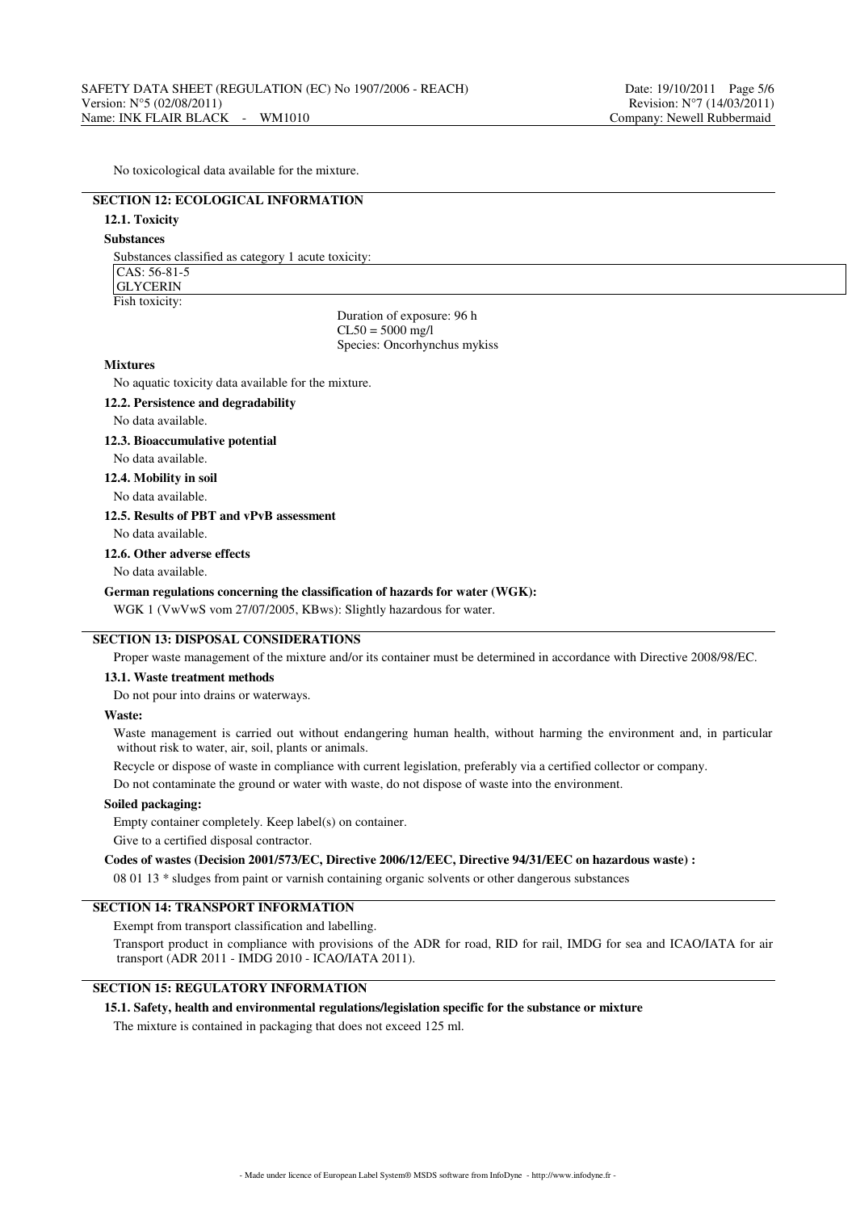No toxicological data available for the mixture.

## SECTION 12: ECOLOGICAL INFORMATION

### 12.1. Toxicity

**Substances**

Substances classified as category 1 acute toxicity:

| CAS: 56-81-5 |
| --- |
| GLYCERIN |

Fish toxicity:

Duration of exposure: 96 h
CL50 = 5000 mg/l
Species: Oncorhynchus mykiss

**Mixtures**

No aquatic toxicity data available for the mixture.

### 12.2. Persistence and degradability

No data available.

### 12.3. Bioaccumulative potential

No data available.

### 12.4. Mobility in soil

No data available.

### 12.5. Results of PBT and vPvB assessment

No data available.

### 12.6. Other adverse effects

No data available.

**German regulations concerning the classification of hazards for water (WGK):**

WGK 1 (VwVwS vom 27/07/2005, KBws): Slightly hazardous for water.

## SECTION 13: DISPOSAL CONSIDERATIONS

Proper waste management of the mixture and/or its container must be determined in accordance with Directive 2008/98/EC.

### 13.1. Waste treatment methods

Do not pour into drains or waterways.

**Waste:**

Waste management is carried out without endangering human health, without harming the environment and, in particular without risk to water, air, soil, plants or animals.

Recycle or dispose of waste in compliance with current legislation, preferably via a certified collector or company.

Do not contaminate the ground or water with waste, do not dispose of waste into the environment.

**Soiled packaging:**

Empty container completely. Keep label(s) on container.

Give to a certified disposal contractor.

**Codes of wastes (Decision 2001/573/EC, Directive 2006/12/EEC, Directive 94/31/EEC on hazardous waste) :**

08 01 13 * sludges from paint or varnish containing organic solvents or other dangerous substances

## SECTION 14: TRANSPORT INFORMATION

Exempt from transport classification and labelling.

Transport product in compliance with provisions of the ADR for road, RID for rail, IMDG for sea and ICAO/IATA for air transport (ADR 2011 - IMDG 2010 - ICAO/IATA 2011).

## SECTION 15: REGULATORY INFORMATION

### 15.1. Safety, health and environmental regulations/legislation specific for the substance or mixture

The mixture is contained in packaging that does not exceed 125 ml.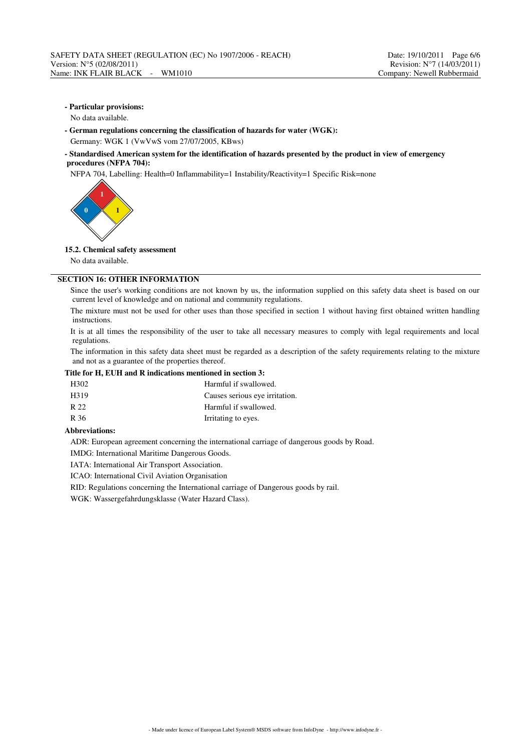**- Particular provisions:**

No data available.

**- German regulations concerning the classification of hazards for water (WGK):**

Germany: WGK 1 (VwVwS vom 27/07/2005, KBws)

**- Standardised American system for the identification of hazards presented by the product in view of emergency procedures (NFPA 704):**

NFPA 704, Labelling: Health=0 Inflammability=1 Instability/Reactivity=1 Specific Risk=none

1

0 1

**15.2. Chemical safety assessment**

No data available.

## SECTION 16: OTHER INFORMATION

Since the user's working conditions are not known by us, the information supplied on this safety data sheet is based on our current level of knowledge and on national and community regulations.

The mixture must not be used for other uses than those specified in section 1 without having first obtained written handling instructions.

It is at all times the responsibility of the user to take all necessary measures to comply with legal requirements and local regulations.

The information in this safety data sheet must be regarded as a description of the safety requirements relating to the mixture and not as a guarantee of the properties thereof.

**Title for H, EUH and R indications mentioned in section 3:**

| | |
|---|---|
| H302 | Harmful if swallowed. |
| H319 | Causes serious eye irritation. |
| R 22 | Harmful if swallowed. |
| R 36 | Irritating to eyes. |

**Abbreviations:**

ADR: European agreement concerning the international carriage of dangerous goods by Road.

IMDG: International Maritime Dangerous Goods.

IATA: International Air Transport Association.

ICAO: International Civil Aviation Organisation

RID: Regulations concerning the International carriage of Dangerous goods by rail.

WGK: Wassergefahrdungsklasse (Water Hazard Class).